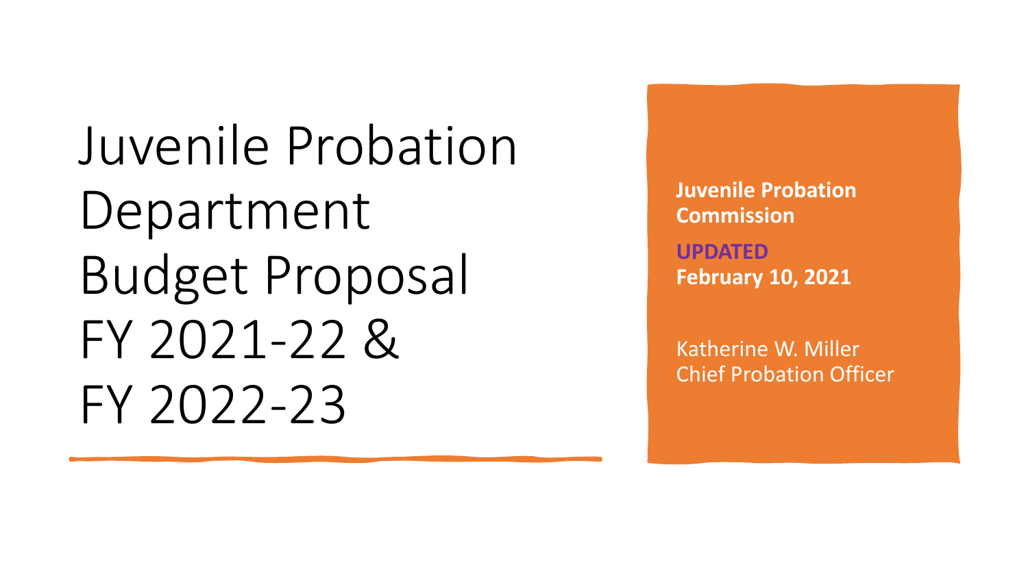# Juvenile Probation Department Budget Proposal FY 2021-22 & FY 2022-23

**Juvenile Probation Commission**

**UPDATED**
**February 10, 2021**

Katherine W. Miller
Chief Probation Officer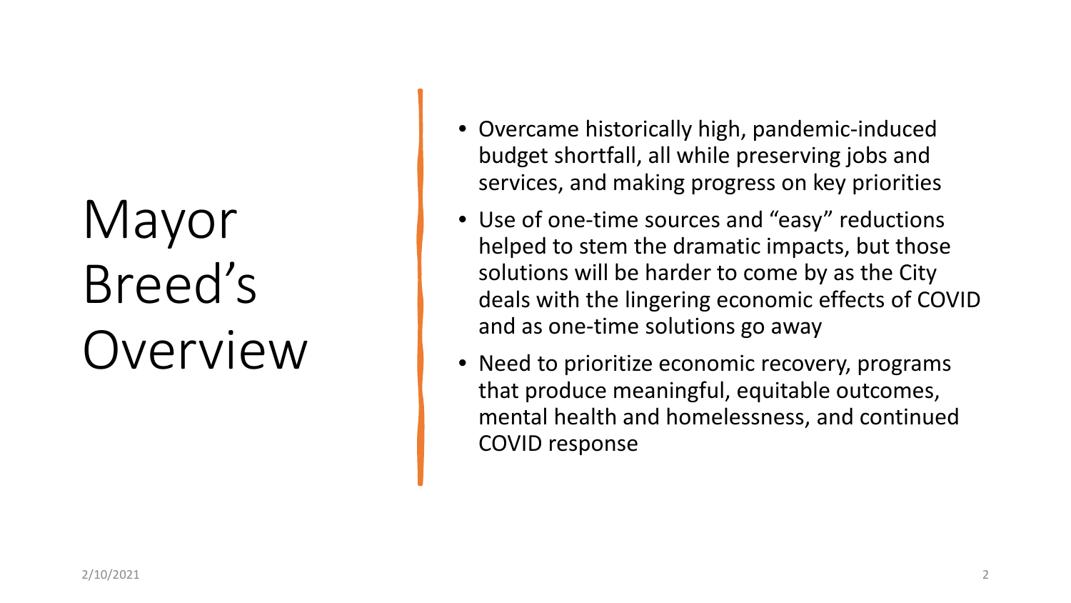# Mayor Breed's Overview

- Overcame historically high, pandemic-induced budget shortfall, all while preserving jobs and services, and making progress on key priorities
- Use of one-time sources and "easy" reductions helped to stem the dramatic impacts, but those solutions will be harder to come by as the City deals with the lingering economic effects of COVID and as one-time solutions go away
- Need to prioritize economic recovery, programs that produce meaningful, equitable outcomes, mental health and homelessness, and continued COVID response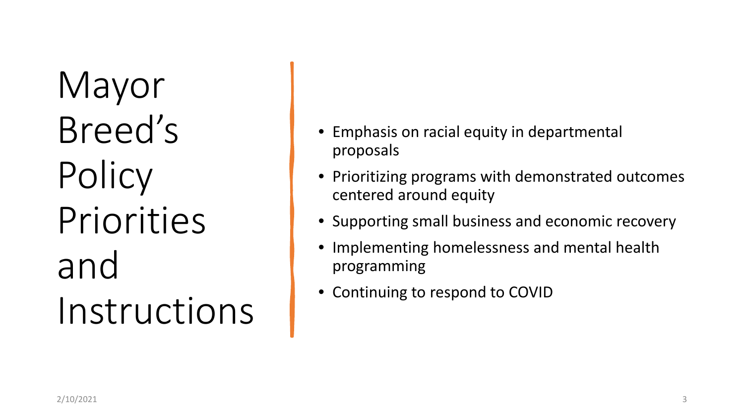# Mayor Breed's Policy Priorities and Instructions

- Emphasis on racial equity in departmental proposals
- Prioritizing programs with demonstrated outcomes centered around equity
- Supporting small business and economic recovery
- Implementing homelessness and mental health programming
- Continuing to respond to COVID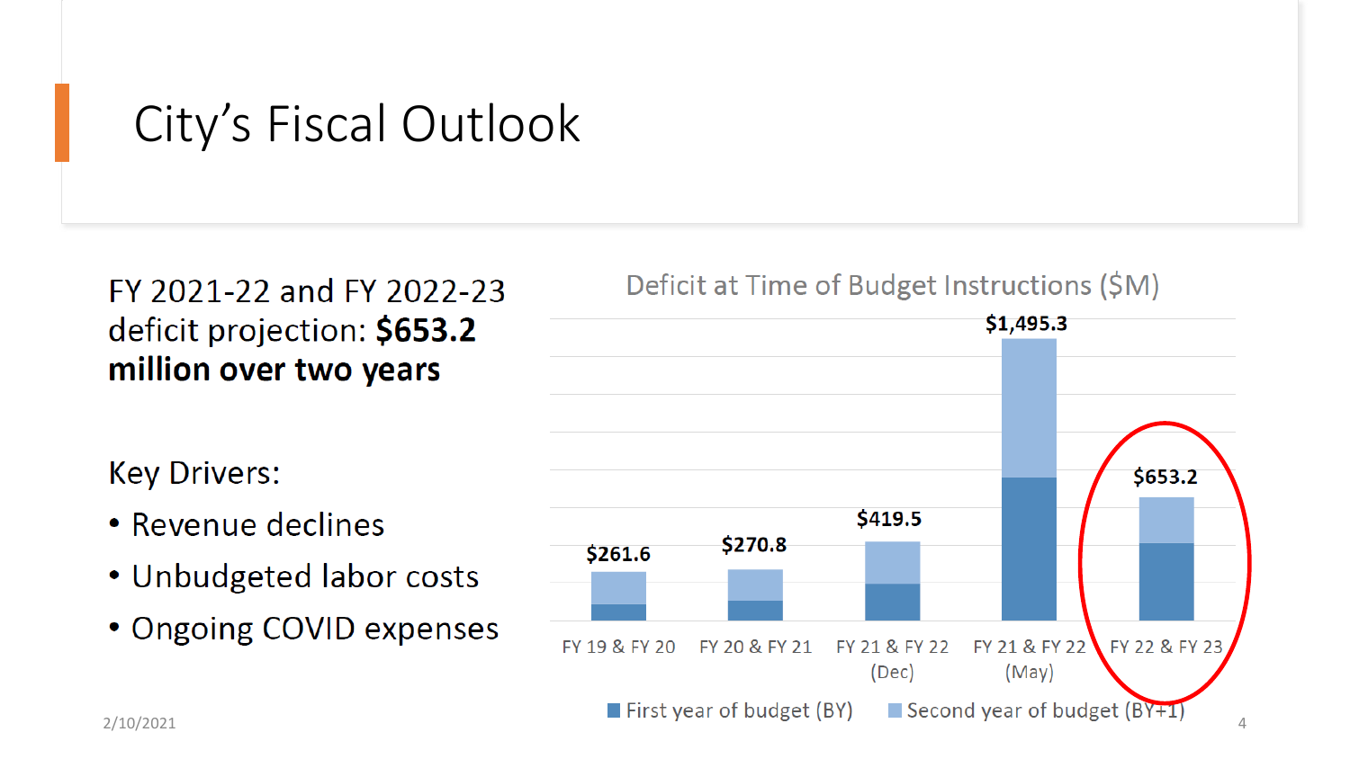# City's Fiscal Outlook

FY 2021-22 and FY 2022-23 deficit projection: **$653.2 million over two years**

Key Drivers:

- Revenue declines
- Unbudgeted labor costs
- Ongoing COVID expenses

**Deficit at Time of Budget Instructions ($M)**

| Budget | Total Deficit |
|---|---|
| FY 19 & FY 20 | $261.6 |
| FY 20 & FY 21 | $270.8 |
| FY 21 & FY 22 (Dec) | $419.5 |
| FY 21 & FY 22 (May) | $1,495.3 |
| FY 22 & FY 23 | $653.2 |

Legend: First year of budget (BY); Second year of budget (BY+1)

2/10/2021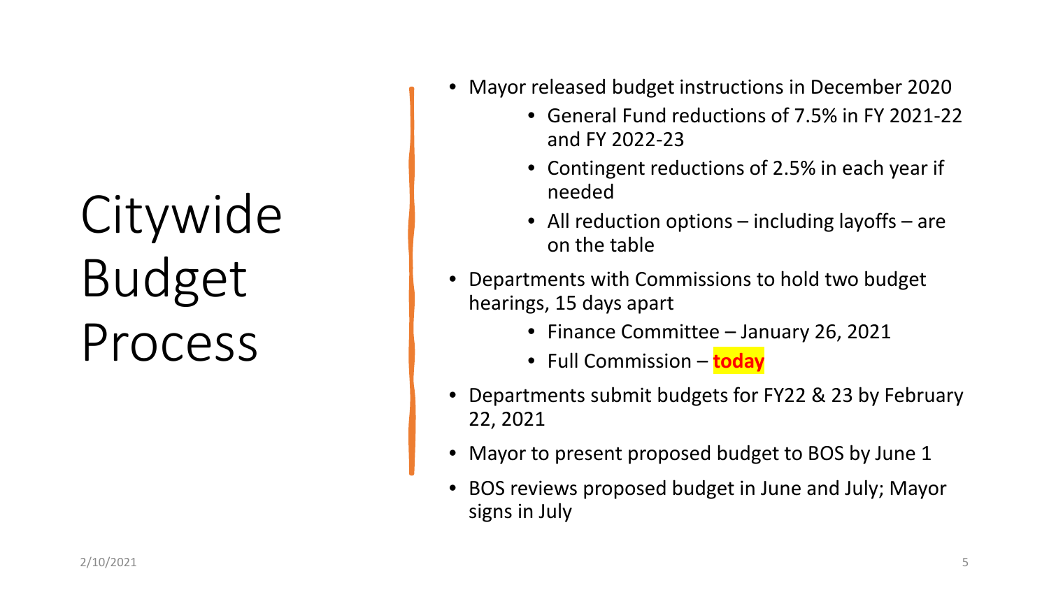# Citywide Budget Process

- Mayor released budget instructions in December 2020
  - General Fund reductions of 7.5% in FY 2021-22 and FY 2022-23
  - Contingent reductions of 2.5% in each year if needed
  - All reduction options – including layoffs – are on the table
- Departments with Commissions to hold two budget hearings, 15 days apart
  - Finance Committee – January 26, 2021
  - Full Commission – **today**
- Departments submit budgets for FY22 & 23 by February 22, 2021
- Mayor to present proposed budget to BOS by June 1
- BOS reviews proposed budget in June and July; Mayor signs in July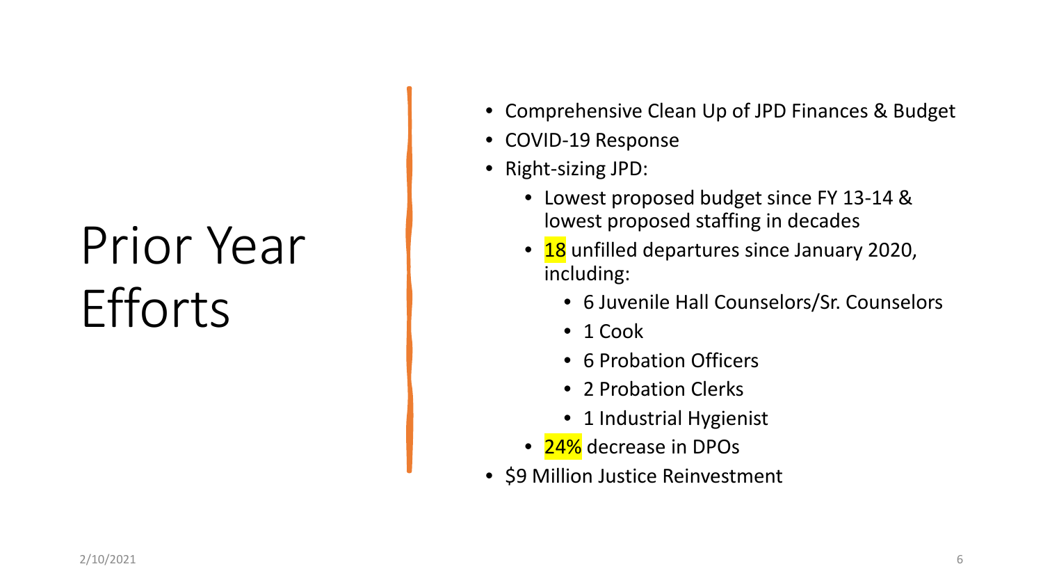# Prior Year Efforts

- Comprehensive Clean Up of JPD Finances & Budget
- COVID-19 Response
- Right-sizing JPD:
  - Lowest proposed budget since FY 13-14 & lowest proposed staffing in decades
  - 18 unfilled departures since January 2020, including:
    - 6 Juvenile Hall Counselors/Sr. Counselors
    - 1 Cook
    - 6 Probation Officers
    - 2 Probation Clerks
    - 1 Industrial Hygienist
  - 24% decrease in DPOs
- $9 Million Justice Reinvestment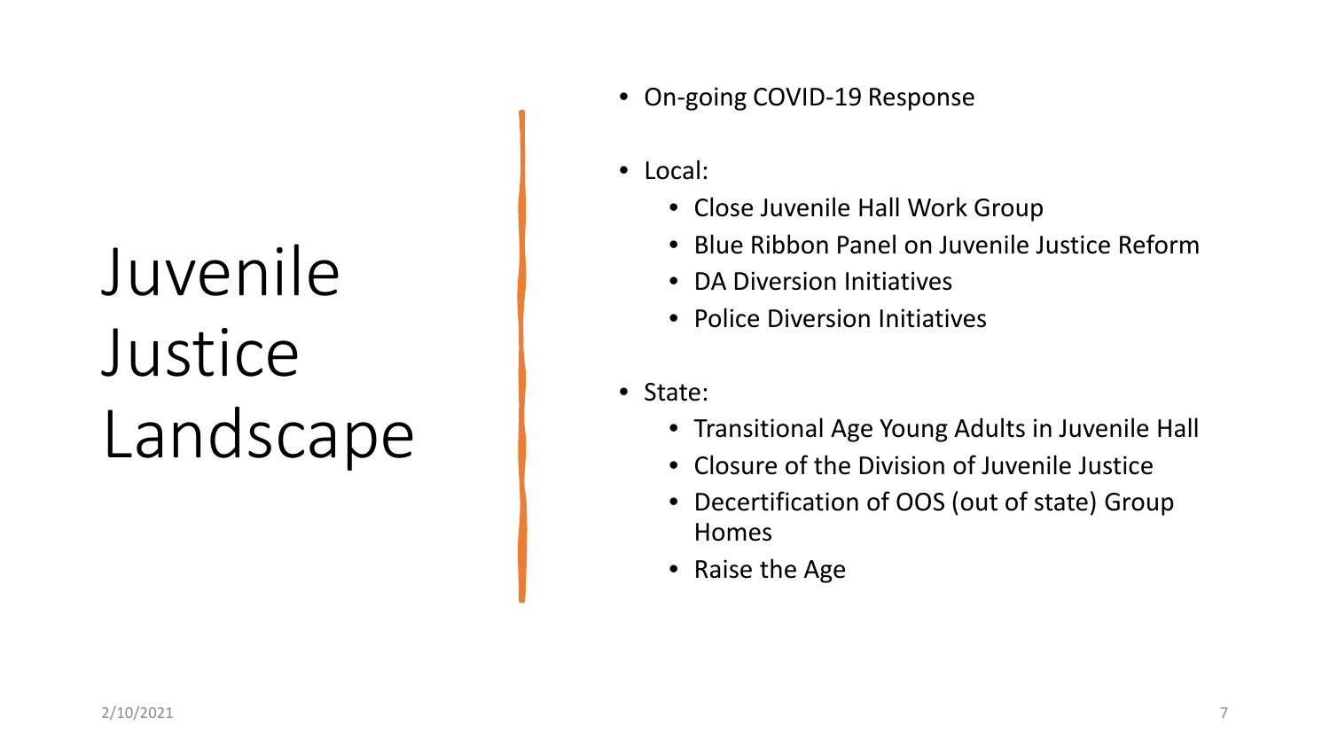# Juvenile Justice Landscape

- On-going COVID-19 Response
- Local:
  - Close Juvenile Hall Work Group
  - Blue Ribbon Panel on Juvenile Justice Reform
  - DA Diversion Initiatives
  - Police Diversion Initiatives
- State:
  - Transitional Age Young Adults in Juvenile Hall
  - Closure of the Division of Juvenile Justice
  - Decertification of OOS (out of state) Group Homes
  - Raise the Age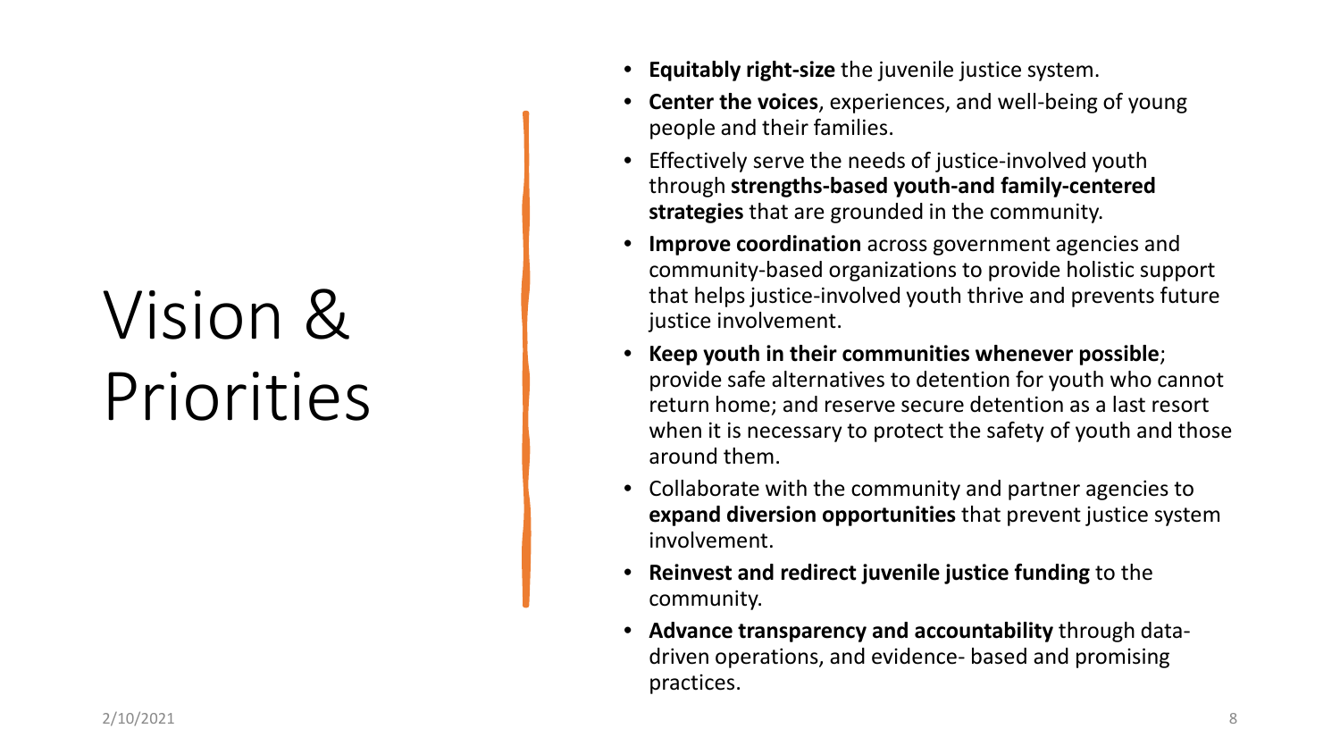# Vision & Priorities

- **Equitably right-size** the juvenile justice system.
- **Center the voices**, experiences, and well-being of young people and their families.
- Effectively serve the needs of justice-involved youth through **strengths-based youth-and family-centered strategies** that are grounded in the community.
- **Improve coordination** across government agencies and community-based organizations to provide holistic support that helps justice-involved youth thrive and prevents future justice involvement.
- **Keep youth in their communities whenever possible**; provide safe alternatives to detention for youth who cannot return home; and reserve secure detention as a last resort when it is necessary to protect the safety of youth and those around them.
- Collaborate with the community and partner agencies to **expand diversion opportunities** that prevent justice system involvement.
- **Reinvest and redirect juvenile justice funding** to the community.
- **Advance transparency and accountability** through data-driven operations, and evidence- based and promising practices.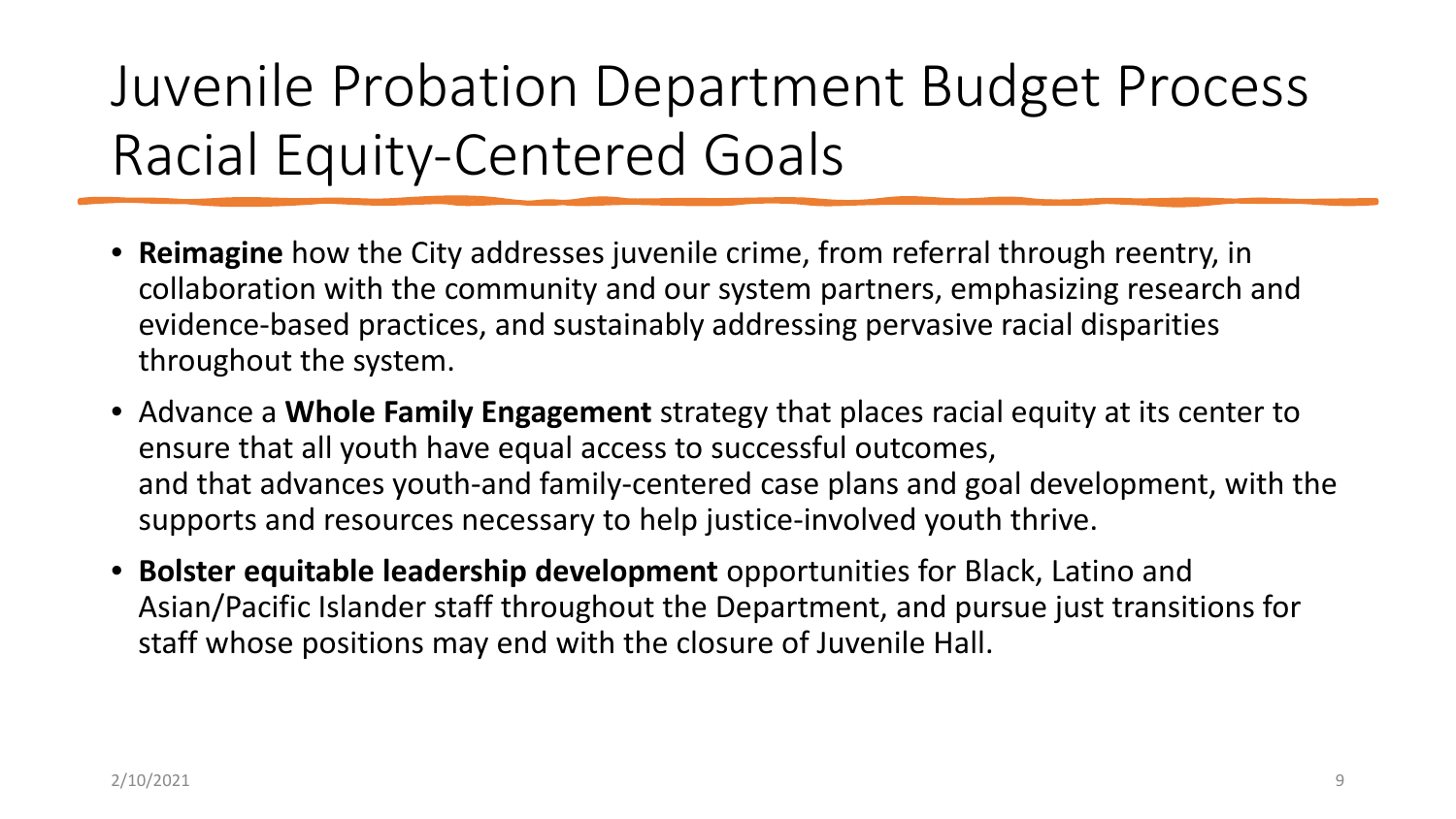# Juvenile Probation Department Budget Process Racial Equity-Centered Goals

- **Reimagine** how the City addresses juvenile crime, from referral through reentry, in collaboration with the community and our system partners, emphasizing research and evidence-based practices, and sustainably addressing pervasive racial disparities throughout the system.
- Advance a **Whole Family Engagement** strategy that places racial equity at its center to ensure that all youth have equal access to successful outcomes, and that advances youth-and family-centered case plans and goal development, with the supports and resources necessary to help justice-involved youth thrive.
- **Bolster equitable leadership development** opportunities for Black, Latino and Asian/Pacific Islander staff throughout the Department, and pursue just transitions for staff whose positions may end with the closure of Juvenile Hall.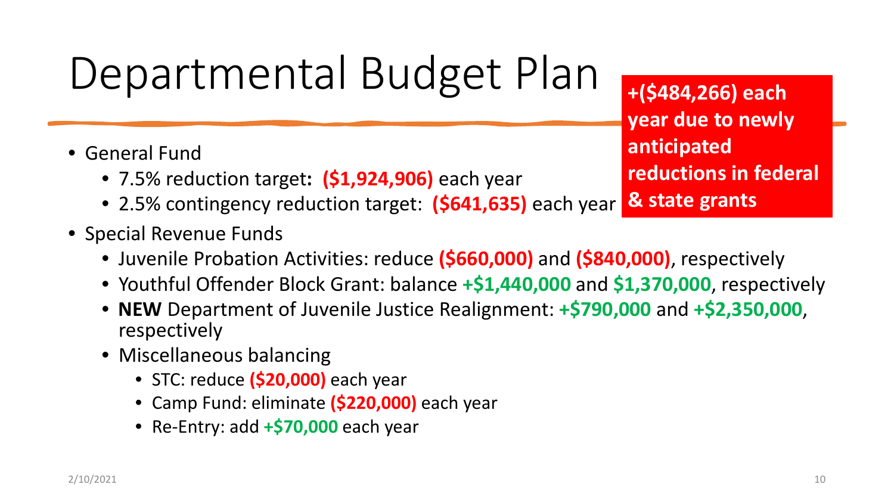# Departmental Budget Plan

**+($484,266) each year due to newly anticipated reductions in federal & state grants**

- General Fund
  - 7.5% reduction target**:** **($1,924,906)** each year
  - 2.5% contingency reduction target: **($641,635)** each year
- Special Revenue Funds
  - Juvenile Probation Activities: reduce **($660,000)** and **($840,000)**, respectively
  - Youthful Offender Block Grant: balance **+$1,440,000** and **$1,370,000**, respectively
  - **NEW** Department of Juvenile Justice Realignment: **+$790,000** and **+$2,350,000**, respectively
  - Miscellaneous balancing
    - STC: reduce **($20,000)** each year
    - Camp Fund: eliminate **($220,000)** each year
    - Re-Entry: add **+$70,000** each year

2/10/2021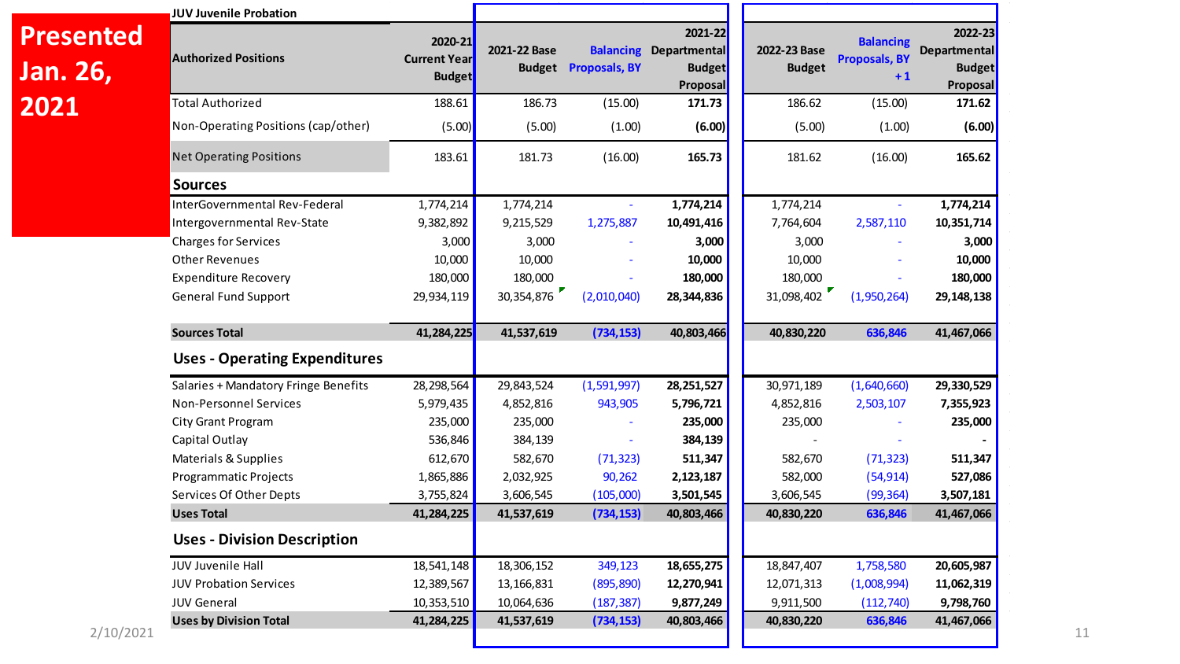**Presented Jan. 26, 2021**

JUV Juvenile Probation

| Authorized Positions | 2020-21 Current Year Budget | 2021-22 Base Budget | Balancing Proposals, BY | 2021-22 Departmental Budget Proposal | 2022-23 Base Budget | Balancing Proposals, BY +1 | 2022-23 Departmental Budget Proposal |
|---|---|---|---|---|---|---|---|
| Total Authorized | 188.61 | 186.73 | (15.00) | **171.73** | 186.62 | (15.00) | **171.62** |
| Non-Operating Positions (cap/other) | (5.00) | (5.00) | (1.00) | **(6.00)** | (5.00) | (1.00) | **(6.00)** |
| Net Operating Positions | 183.61 | 181.73 | (16.00) | **165.73** | 181.62 | (16.00) | **165.62** |
| **Sources** | | | | | | | |
| InterGovernmental Rev-Federal | 1,774,214 | 1,774,214 | - | **1,774,214** | 1,774,214 | - | **1,774,214** |
| Intergovernmental Rev-State | 9,382,892 | 9,215,529 | 1,275,887 | **10,491,416** | 7,764,604 | 2,587,110 | **10,351,714** |
| Charges for Services | 3,000 | 3,000 | - | **3,000** | 3,000 | - | **3,000** |
| Other Revenues | 10,000 | 10,000 | - | **10,000** | 10,000 | - | **10,000** |
| Expenditure Recovery | 180,000 | 180,000 | - | **180,000** | 180,000 | - | **180,000** |
| General Fund Support | 29,934,119 | 30,354,876 | (2,010,040) | **28,344,836** | 31,098,402 | (1,950,264) | **29,148,138** |
| **Sources Total** | **41,284,225** | **41,537,619** | **(734,153)** | **40,803,466** | **40,830,220** | **636,846** | **41,467,066** |
| **Uses - Operating Expenditures** | | | | | | | |
| Salaries + Mandatory Fringe Benefits | 28,298,564 | 29,843,524 | (1,591,997) | **28,251,527** | 30,971,189 | (1,640,660) | **29,330,529** |
| Non-Personnel Services | 5,979,435 | 4,852,816 | 943,905 | **5,796,721** | 4,852,816 | 2,503,107 | **7,355,923** |
| City Grant Program | 235,000 | 235,000 | - | **235,000** | 235,000 | - | **235,000** |
| Capital Outlay | 536,846 | 384,139 | - | **384,139** | - | - | **-** |
| Materials & Supplies | 612,670 | 582,670 | (71,323) | **511,347** | 582,670 | (71,323) | **511,347** |
| Programmatic Projects | 1,865,886 | 2,032,925 | 90,262 | **2,123,187** | 582,000 | (54,914) | **527,086** |
| Services Of Other Depts | 3,755,824 | 3,606,545 | (105,000) | **3,501,545** | 3,606,545 | (99,364) | **3,507,181** |
| **Uses Total** | **41,284,225** | **41,537,619** | **(734,153)** | **40,803,466** | **40,830,220** | **636,846** | **41,467,066** |
| **Uses - Division Description** | | | | | | | |
| JUV Juvenile Hall | 18,541,148 | 18,306,152 | 349,123 | **18,655,275** | 18,847,407 | 1,758,580 | **20,605,987** |
| JUV Probation Services | 12,389,567 | 13,166,831 | (895,890) | **12,270,941** | 12,071,313 | (1,008,994) | **11,062,319** |
| JUV General | 10,353,510 | 10,064,636 | (187,387) | **9,877,249** | 9,911,500 | (112,740) | **9,798,760** |
| **Uses by Division Total** | **41,284,225** | **41,537,619** | **(734,153)** | **40,803,466** | **40,830,220** | **636,846** | **41,467,066** |

2/10/2021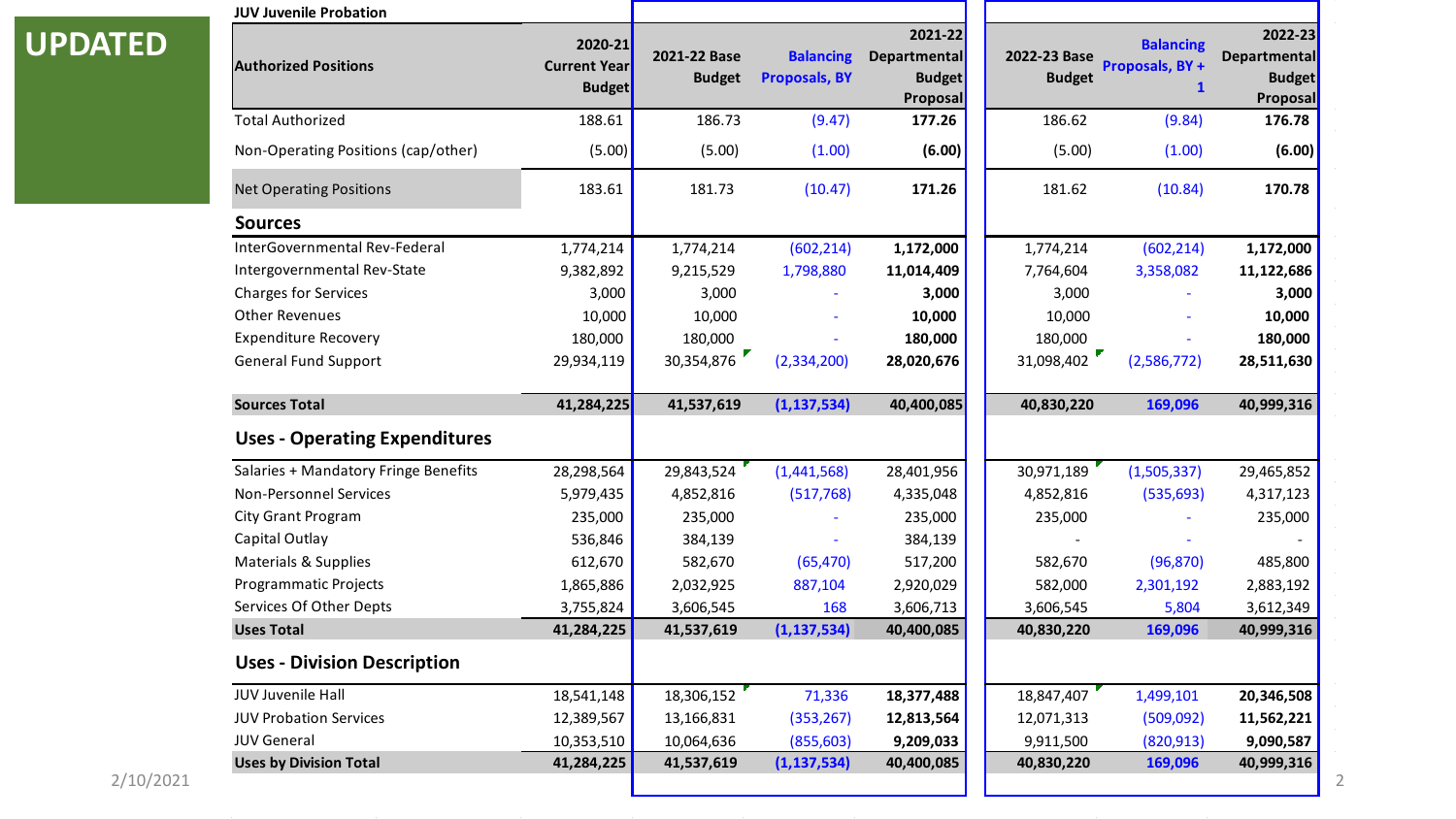**UPDATED**

JUV Juvenile Probation

| Authorized Positions | 2020-21 Current Year Budget | 2021-22 Base Budget | Balancing Proposals, BY | 2021-22 Departmental Budget Proposal | 2022-23 Base Budget | Balancing Proposals, BY + 1 | 2022-23 Departmental Budget Proposal |
|---|---|---|---|---|---|---|---|
| Total Authorized | 188.61 | 186.73 | (9.47) | **177.26** | 186.62 | (9.84) | **176.78** |
| Non-Operating Positions (cap/other) | (5.00) | (5.00) | (1.00) | **(6.00)** | (5.00) | (1.00) | **(6.00)** |
| Net Operating Positions | 183.61 | 181.73 | (10.47) | **171.26** | 181.62 | (10.84) | **170.78** |
| **Sources** | | | | | | | |
| InterGovernmental Rev-Federal | 1,774,214 | 1,774,214 | (602,214) | **1,172,000** | 1,774,214 | (602,214) | **1,172,000** |
| Intergovernmental Rev-State | 9,382,892 | 9,215,529 | 1,798,880 | **11,014,409** | 7,764,604 | 3,358,082 | **11,122,686** |
| Charges for Services | 3,000 | 3,000 | - | **3,000** | 3,000 | - | **3,000** |
| Other Revenues | 10,000 | 10,000 | - | **10,000** | 10,000 | - | **10,000** |
| Expenditure Recovery | 180,000 | 180,000 | - | **180,000** | 180,000 | - | **180,000** |
| General Fund Support | 29,934,119 | 30,354,876 | (2,334,200) | **28,020,676** | 31,098,402 | (2,586,772) | **28,511,630** |
| **Sources Total** | **41,284,225** | **41,537,619** | **(1,137,534)** | **40,400,085** | **40,830,220** | **169,096** | **40,999,316** |
| **Uses - Operating Expenditures** | | | | | | | |
| Salaries + Mandatory Fringe Benefits | 28,298,564 | 29,843,524 | (1,441,568) | 28,401,956 | 30,971,189 | (1,505,337) | 29,465,852 |
| Non-Personnel Services | 5,979,435 | 4,852,816 | (517,768) | 4,335,048 | 4,852,816 | (535,693) | 4,317,123 |
| City Grant Program | 235,000 | 235,000 | - | 235,000 | 235,000 | - | 235,000 |
| Capital Outlay | 536,846 | 384,139 | - | 384,139 | - | - | - |
| Materials & Supplies | 612,670 | 582,670 | (65,470) | 517,200 | 582,670 | (96,870) | 485,800 |
| Programmatic Projects | 1,865,886 | 2,032,925 | 887,104 | 2,920,029 | 582,000 | 2,301,192 | 2,883,192 |
| Services Of Other Depts | 3,755,824 | 3,606,545 | 168 | 3,606,713 | 3,606,545 | 5,804 | 3,612,349 |
| **Uses Total** | **41,284,225** | **41,537,619** | **(1,137,534)** | **40,400,085** | **40,830,220** | **169,096** | **40,999,316** |
| **Uses - Division Description** | | | | | | | |
| JUV Juvenile Hall | 18,541,148 | 18,306,152 | 71,336 | **18,377,488** | 18,847,407 | 1,499,101 | **20,346,508** |
| JUV Probation Services | 12,389,567 | 13,166,831 | (353,267) | **12,813,564** | 12,071,313 | (509,092) | **11,562,221** |
| JUV General | 10,353,510 | 10,064,636 | (855,603) | **9,209,033** | 9,911,500 | (820,913) | **9,090,587** |
| **Uses by Division Total** | **41,284,225** | **41,537,619** | **(1,137,534)** | **40,400,085** | **40,830,220** | **169,096** | **40,999,316** |

2/10/2021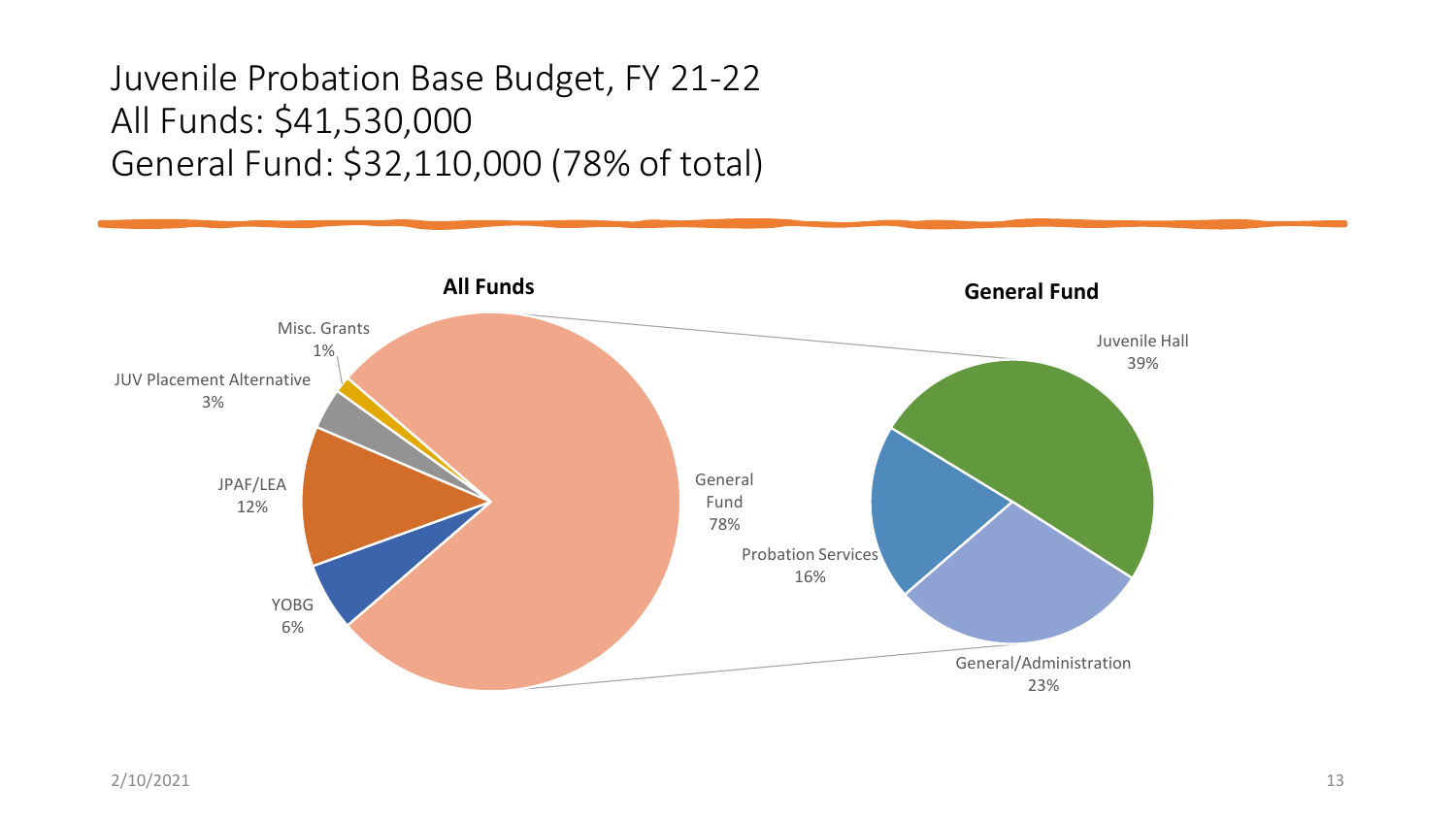# Juvenile Probation Base Budget, FY 21-22
# All Funds: $41,530,000
# General Fund: $32,110,000 (78% of total)

**All Funds**

- General Fund 78%
- YOBG 6%
- JPAF/LEA 12%
- JUV Placement Alternative 3%
- Misc. Grants 1%

**General Fund**

- Juvenile Hall 39%
- General/Administration 23%
- Probation Services 16%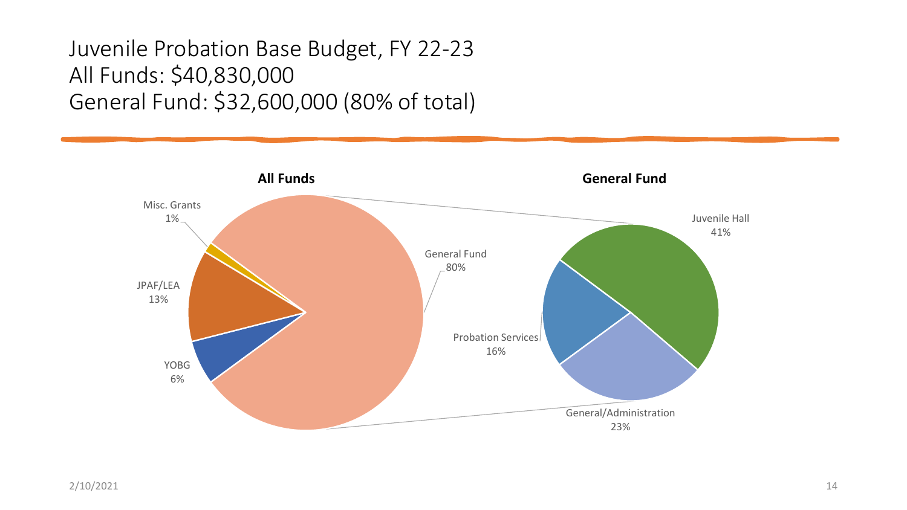# Juvenile Probation Base Budget, FY 22-23
# All Funds: $40,830,000
# General Fund: $32,600,000 (80% of total)

**All Funds**

- General Fund 80%
- JPAF/LEA 13%
- YOBG 6%
- Misc. Grants 1%

**General Fund**

- Juvenile Hall 41%
- General/Administration 23%
- Probation Services 16%

2/10/2021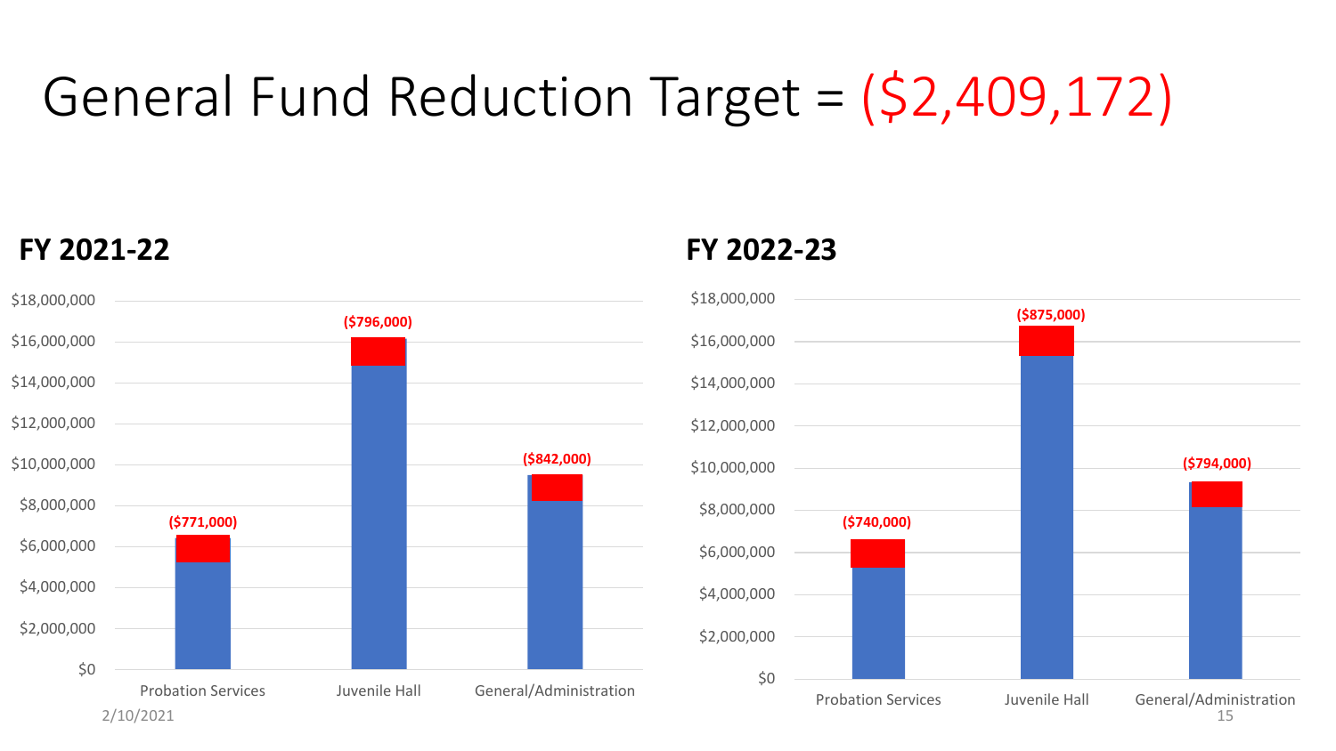# General Fund Reduction Target = ($2,409,172)

## FY 2021-22

| Category | Reduction |
|---|---|
| Probation Services | ($771,000) |
| Juvenile Hall | ($796,000) |
| General/Administration | ($842,000) |

## FY 2022-23

| Category | Reduction |
|---|---|
| Probation Services | ($740,000) |
| Juvenile Hall | ($875,000) |
| General/Administration | ($794,000) |

2/10/2021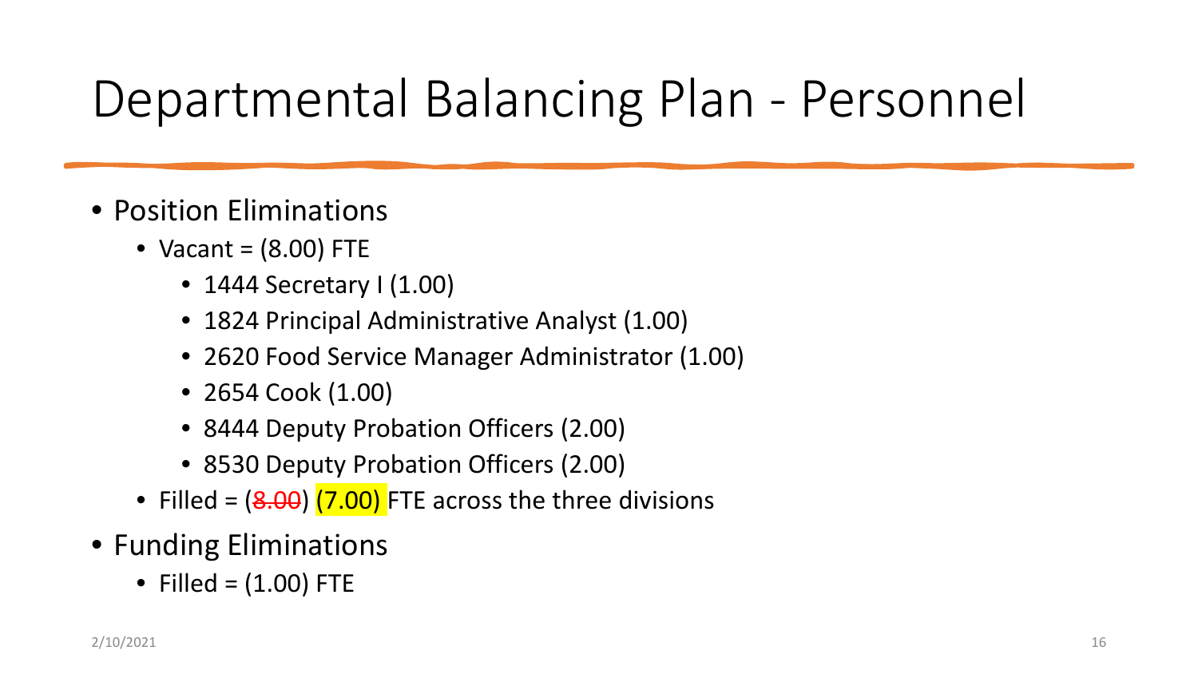# Departmental Balancing Plan - Personnel

- Position Eliminations
  - Vacant = (8.00) FTE
    - 1444 Secretary I (1.00)
    - 1824 Principal Administrative Analyst (1.00)
    - 2620 Food Service Manager Administrator (1.00)
    - 2654 Cook (1.00)
    - 8444 Deputy Probation Officers (2.00)
    - 8530 Deputy Probation Officers (2.00)
  - Filled = (~~8.00~~) (7.00) FTE across the three divisions
- Funding Eliminations
  - Filled = (1.00) FTE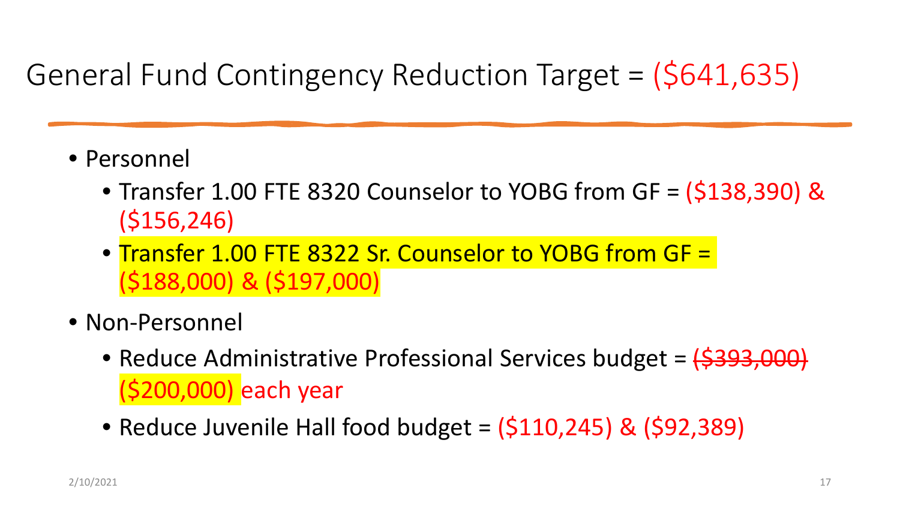# General Fund Contingency Reduction Target = ($641,635)

- Personnel
  - Transfer 1.00 FTE 8320 Counselor to YOBG from GF = ($138,390) & ($156,246)
  - Transfer 1.00 FTE 8322 Sr. Counselor to YOBG from GF = ($188,000) & ($197,000)
- Non-Personnel
  - Reduce Administrative Professional Services budget = ~~($393,000)~~ ($200,000) each year
  - Reduce Juvenile Hall food budget = ($110,245) & ($92,389)

2/10/2021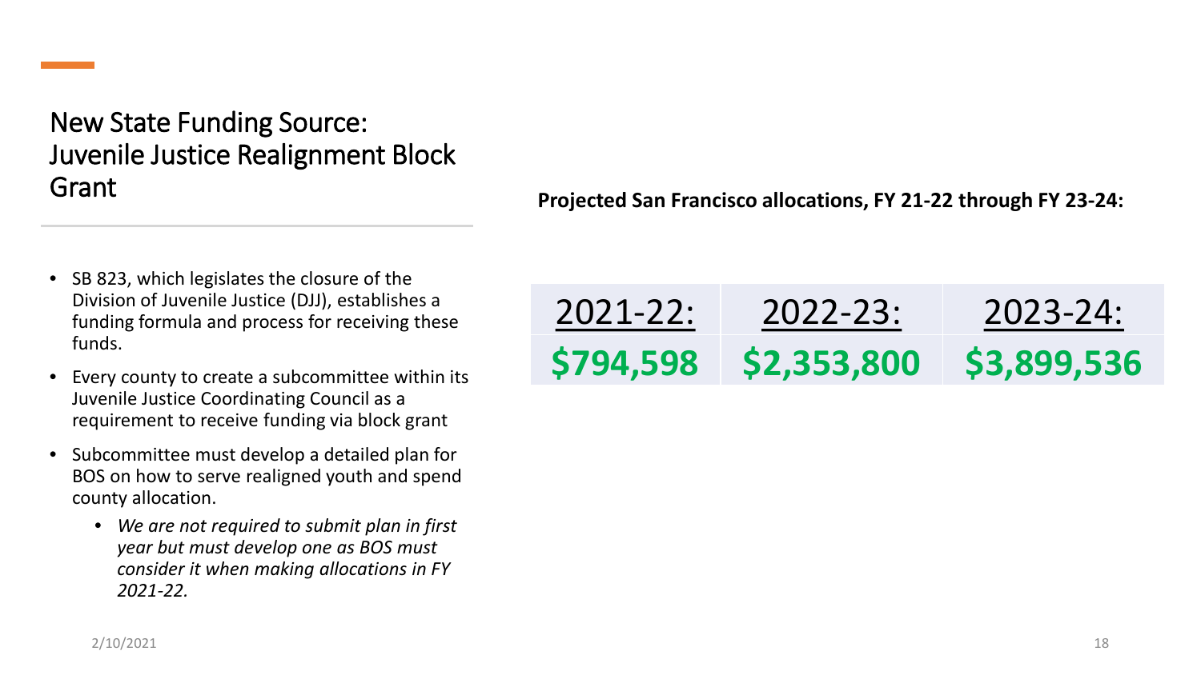# New State Funding Source: Juvenile Justice Realignment Block Grant

- SB 823, which legislates the closure of the Division of Juvenile Justice (DJJ), establishes a funding formula and process for receiving these funds.
- Every county to create a subcommittee within its Juvenile Justice Coordinating Council as a requirement to receive funding via block grant
- Subcommittee must develop a detailed plan for BOS on how to serve realigned youth and spend county allocation.
  - *We are not required to submit plan in first year but must develop one as BOS must consider it when making allocations in FY 2021-22.*

**Projected San Francisco allocations, FY 21-22 through FY 23-24:**

| 2021-22: | 2022-23: | 2023-24: |
| --- | --- | --- |
| **$794,598** | **$2,353,800** | **$3,899,536** |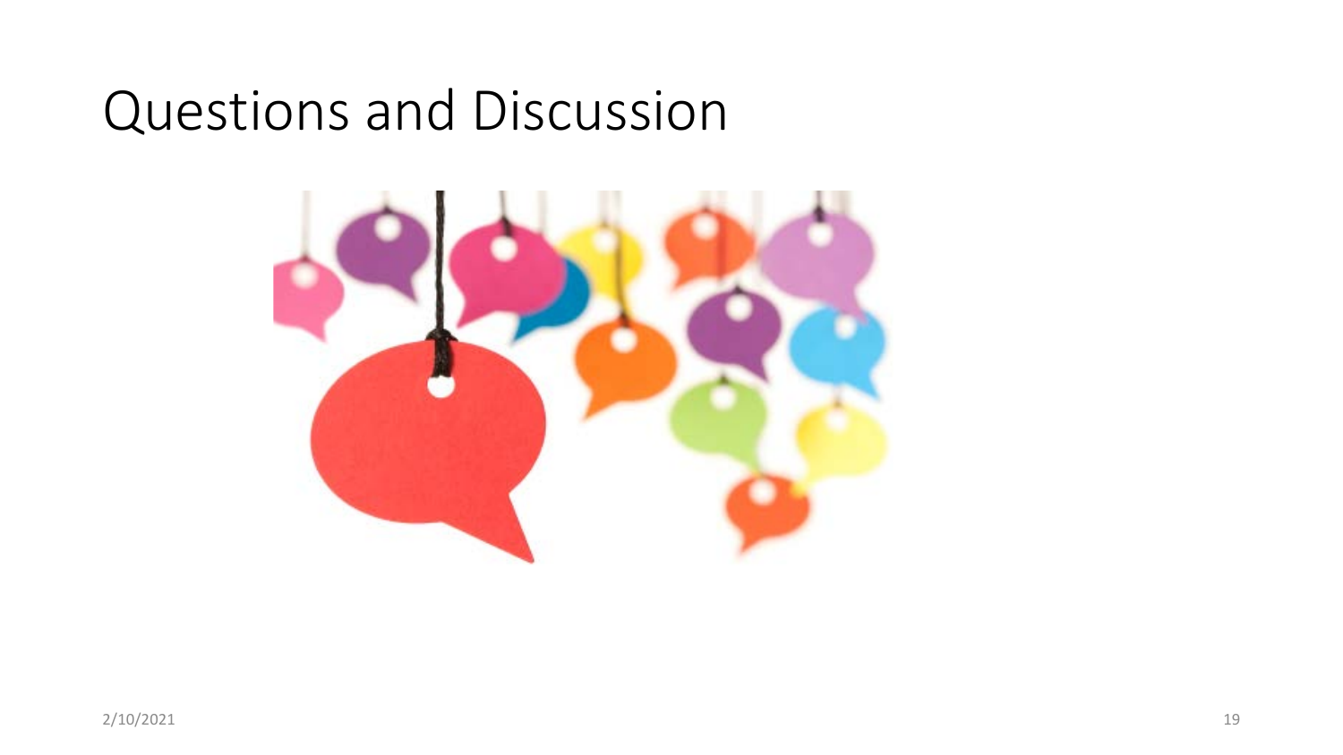# Questions and Discussion